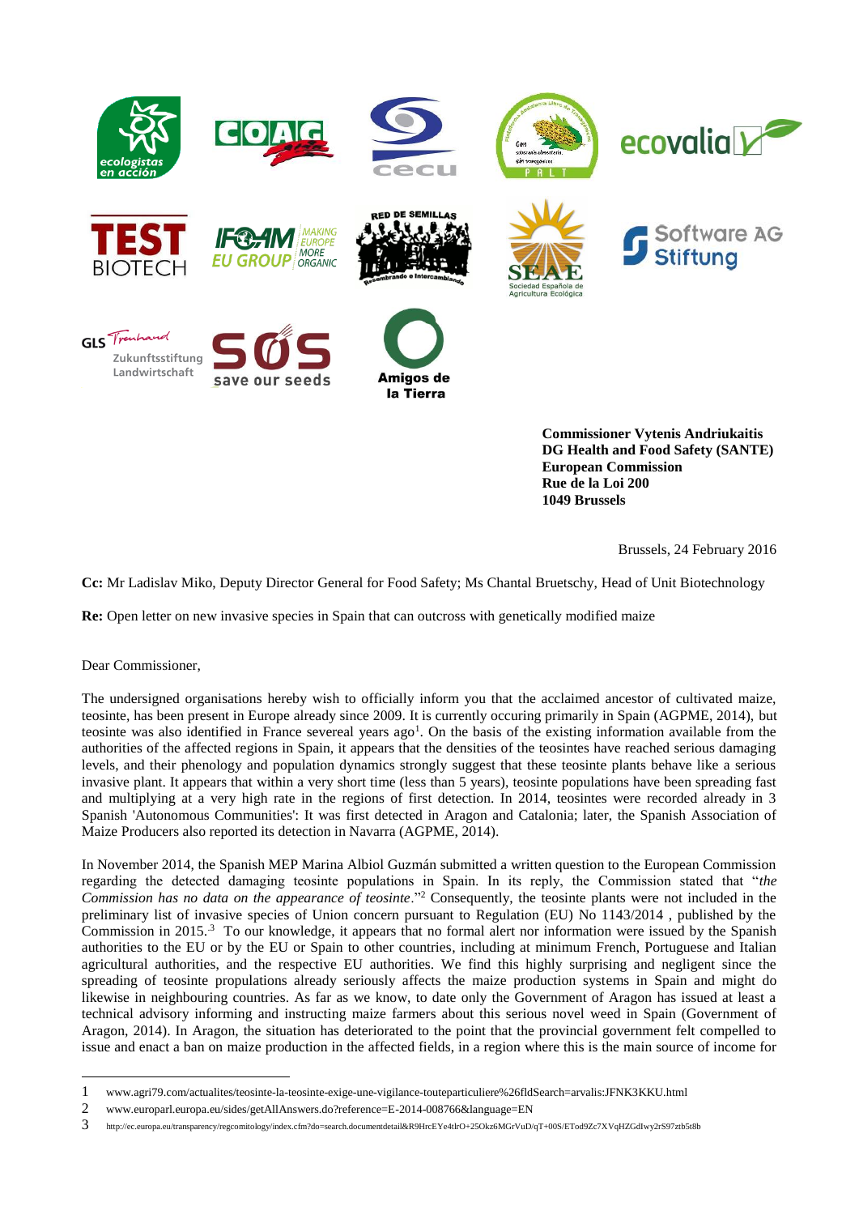**Commissioner Vytenis Andriukaitis**
**DG Health and Food Safety (SANTE)**
**European Commission**
**Rue de la Loi 200**
**1049 Brussels**

Brussels, 24 February 2016

**Cc:** Mr Ladislav Miko, Deputy Director General for Food Safety; Ms Chantal Bruetschy, Head of Unit Biotechnology

**Re:** Open letter on new invasive species in Spain that can outcross with genetically modified maize

Dear Commissioner,

The undersigned organisations hereby wish to officially inform you that the acclaimed ancestor of cultivated maize, teosinte, has been present in Europe already since 2009. It is currently occuring primarily in Spain (AGPME, 2014), but teosinte was also identified in France severeal years ago[1]. On the basis of the existing information available from the authorities of the affected regions in Spain, it appears that the densities of the teosintes have reached serious damaging levels, and their phenology and population dynamics strongly suggest that these teosinte plants behave like a serious invasive plant. It appears that within a very short time (less than 5 years), teosinte populations have been spreading fast and multiplying at a very high rate in the regions of first detection. In 2014, teosintes were recorded already in 3 Spanish 'Autonomous Communities': It was first detected in Aragon and Catalonia; later, the Spanish Association of Maize Producers also reported its detection in Navarra (AGPME, 2014).

In November 2014, the Spanish MEP Marina Albiol Guzmán submitted a written question to the European Commission regarding the detected damaging teosinte populations in Spain. In its reply, the Commission stated that "*the Commission has no data on the appearance of teosinte*."[2] Consequently, the teosinte plants were not included in the preliminary list of invasive species of Union concern pursuant to Regulation (EU) No 1143/2014 , published by the Commission in 2015.[3] To our knowledge, it appears that no formal alert nor information were issued by the Spanish authorities to the EU or by the EU or Spain to other countries, including at minimum French, Portuguese and Italian agricultural authorities, and the respective EU authorities. We find this highly surprising and negligent since the spreading of teosinte populations already seriously affects the maize production systems in Spain and might do likewise in neighbouring countries. As far as we know, to date only the Government of Aragon has issued at least a technical advisory informing and instructing maize farmers about this serious novel weed in Spain (Government of Aragon, 2014). In Aragon, the situation has deteriorated to the point that the provincial government felt compelled to issue and enact a ban on maize production in the affected fields, in a region where this is the main source of income for

---

1 www.agri79.com/actualites/teosinte-la-teosinte-exige-une-vigilance-touteparticuliere%26fldSearch=arvalis:JFNK3KKU.html

2 www.europarl.europa.eu/sides/getAllAnswers.do?reference=E-2014-008766&language=EN

3 http://ec.europa.eu/transparency/regcomitology/index.cfm?do=search.documentdetail&R9HrcEYe4tlrO+25Okz6MGrVuD/qT+00S/ETod9Zc7XVqHZGdIwy2rS97ztb5t8b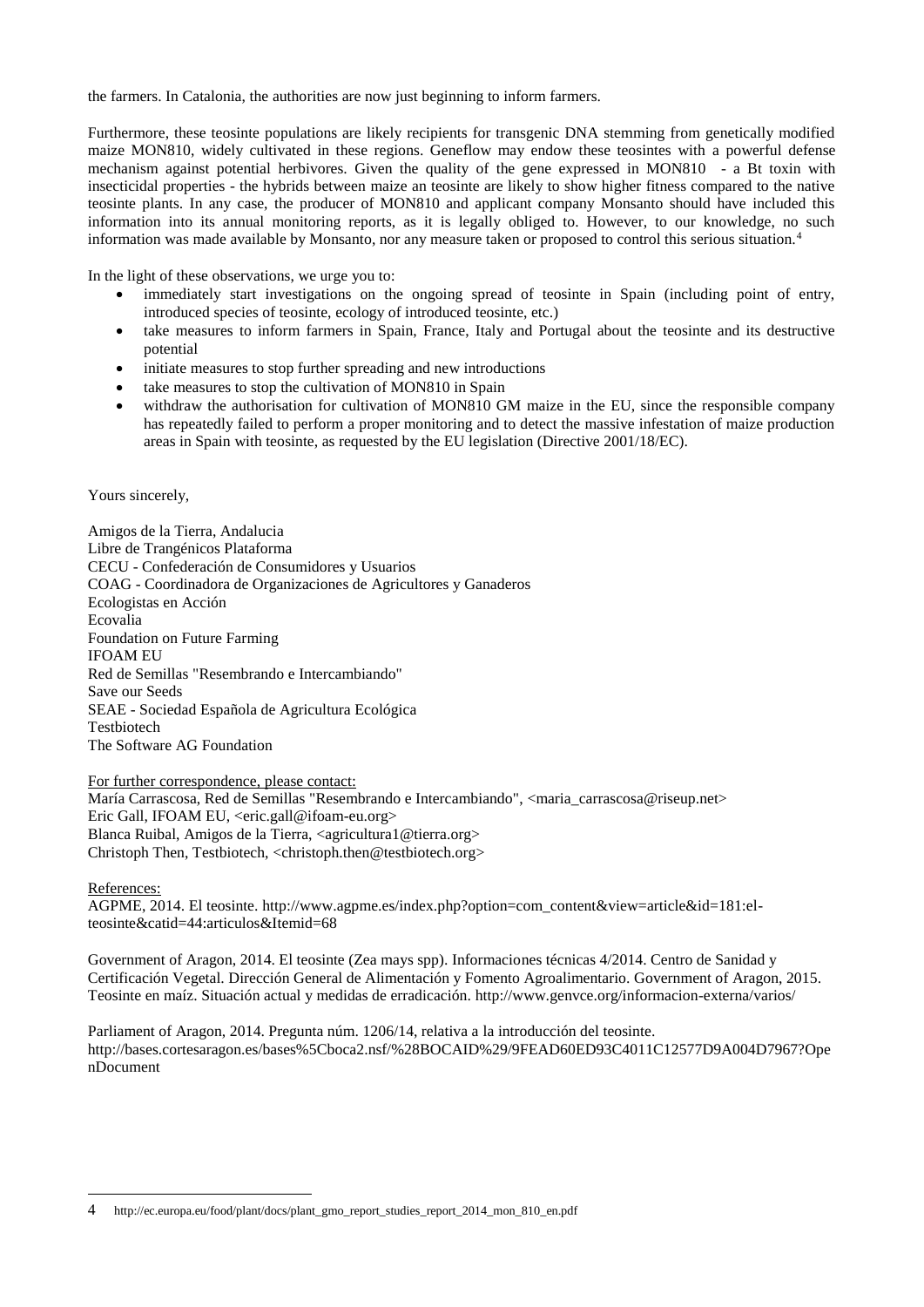the farmers. In Catalonia, the authorities are now just beginning to inform farmers.

Furthermore, these teosinte populations are likely recipients for transgenic DNA stemming from genetically modified maize MON810, widely cultivated in these regions. Geneflow may endow these teosintes with a powerful defense mechanism against potential herbivores. Given the quality of the gene expressed in MON810 - a Bt toxin with insecticidal properties - the hybrids between maize an teosinte are likely to show higher fitness compared to the native teosinte plants. In any case, the producer of MON810 and applicant company Monsanto should have included this information into its annual monitoring reports, as it is legally obliged to. However, to our knowledge, no such information was made available by Monsanto, nor any measure taken or proposed to control this serious situation.[4]

In the light of these observations, we urge you to:

- immediately start investigations on the ongoing spread of teosinte in Spain (including point of entry, introduced species of teosinte, ecology of introduced teosinte, etc.)
- take measures to inform farmers in Spain, France, Italy and Portugal about the teosinte and its destructive potential
- initiate measures to stop further spreading and new introductions
- take measures to stop the cultivation of MON810 in Spain
- withdraw the authorisation for cultivation of MON810 GM maize in the EU, since the responsible company has repeatedly failed to perform a proper monitoring and to detect the massive infestation of maize production areas in Spain with teosinte, as requested by the EU legislation (Directive 2001/18/EC).

Yours sincerely,

Amigos de la Tierra, Andalucia
Libre de Trangénicos Plataforma
CECU - Confederación de Consumidores y Usuarios
COAG - Coordinadora de Organizaciones de Agricultores y Ganaderos
Ecologistas en Acción
Ecovalia
Foundation on Future Farming
IFOAM EU
Red de Semillas "Resembrando e Intercambiando"
Save our Seeds
SEAE - Sociedad Española de Agricultura Ecológica
Testbiotech
The Software AG Foundation

For further correspondence, please contact:
María Carrascosa, Red de Semillas "Resembrando e Intercambiando", <maria_carrascosa@riseup.net>
Eric Gall, IFOAM EU, <eric.gall@ifoam-eu.org>
Blanca Ruibal, Amigos de la Tierra, <agricultura1@tierra.org>
Christoph Then, Testbiotech, <christoph.then@testbiotech.org>

References:
AGPME, 2014. El teosinte. http://www.agpme.es/index.php?option=com_content&view=article&id=181:el-teosinte&catid=44:articulos&Itemid=68

Government of Aragon, 2014. El teosinte (Zea mays spp). Informaciones técnicas 4/2014. Centro de Sanidad y Certificación Vegetal. Dirección General de Alimentación y Fomento Agroalimentario. Government of Aragon, 2015. Teosinte en maíz. Situación actual y medidas de erradicación. http://www.genvce.org/informacion-externa/varios/

Parliament of Aragon, 2014. Pregunta núm. 1206/14, relativa a la introducción del teosinte. http://bases.cortesaragon.es/bases%5Cboca2.nsf/%28BOCAID%29/9FEAD60ED93C4011C12577D9A004D7967?OpenDocument

4 http://ec.europa.eu/food/plant/docs/plant_gmo_report_studies_report_2014_mon_810_en.pdf